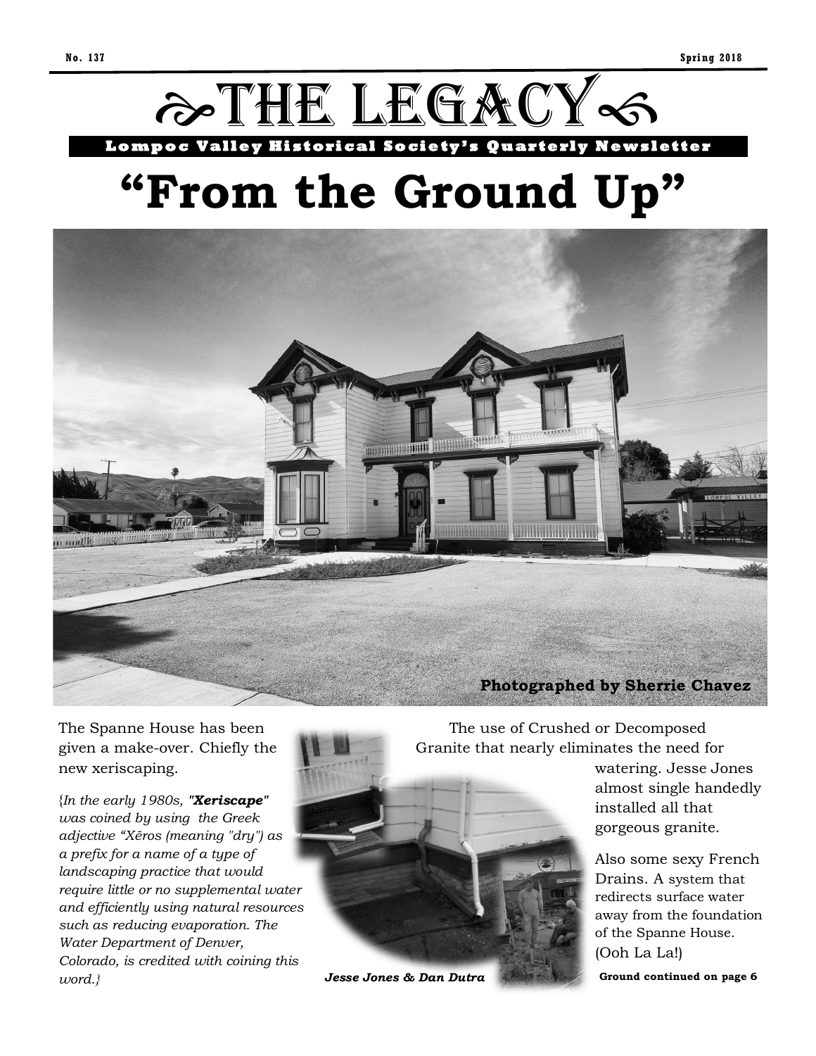No. 137 Spring 2018

# THE LEGACY

**Lompoc Valley Historical Society's Quarterly Newsletter**

# "From the Ground Up"

**Photographed by Sherrie Chavez**

The Spanne House has been given a make-over. Chiefly the new xeriscaping.

*{In the early 1980s, "**Xeriscape**" was coined by using the Greek adjective "Xēros (meaning "dry") as a prefix for a name of a type of landscaping practice that would require little or no supplemental water and efficiently using natural resources such as reducing evaporation. The Water Department of Denver, Colorado, is credited with coining this word.}*

***Jesse Jones & Dan Dutra***

The use of Crushed or Decomposed Granite that nearly eliminates the need for watering. Jesse Jones almost single handedly installed all that gorgeous granite.

Also some sexy French Drains. A system that redirects surface water away from the foundation of the Spanne House. (Ooh La La!)

**Ground continued on page 6**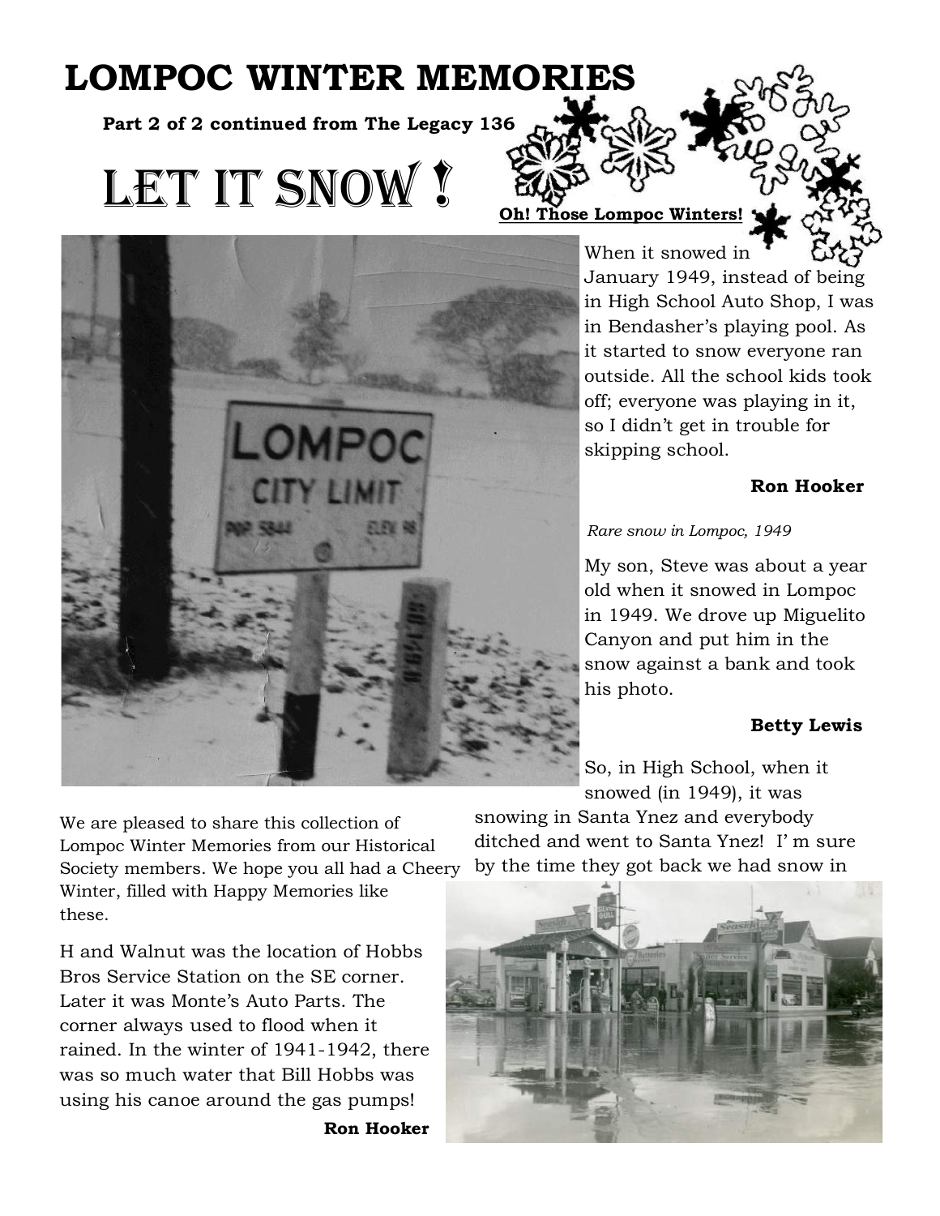# LOMPOC WINTER MEMORIES

**Part 2 of 2 continued from The Legacy 136**

## LET IT SNOW !

**Oh! Those Lompoc Winters!**

When it snowed in January 1949, instead of being in High School Auto Shop, I was in Bendasher's playing pool. As it started to snow everyone ran outside. All the school kids took off; everyone was playing in it, so I didn't get in trouble for skipping school.

**Ron Hooker**

*Rare snow in Lompoc, 1949*

My son, Steve was about a year old when it snowed in Lompoc in 1949. We drove up Miguelito Canyon and put him in the snow against a bank and took his photo.

**Betty Lewis**

So, in High School, when it snowed (in 1949), it was snowing in Santa Ynez and everybody ditched and went to Santa Ynez! I' m sure by the time they got back we had snow in

We are pleased to share this collection of Lompoc Winter Memories from our Historical Society members. We hope you all had a Cheery Winter, filled with Happy Memories like these.

H and Walnut was the location of Hobbs Bros Service Station on the SE corner. Later it was Monte's Auto Parts. The corner always used to flood when it rained. In the winter of 1941-1942, there was so much water that Bill Hobbs was using his canoe around the gas pumps!

**Ron Hooker**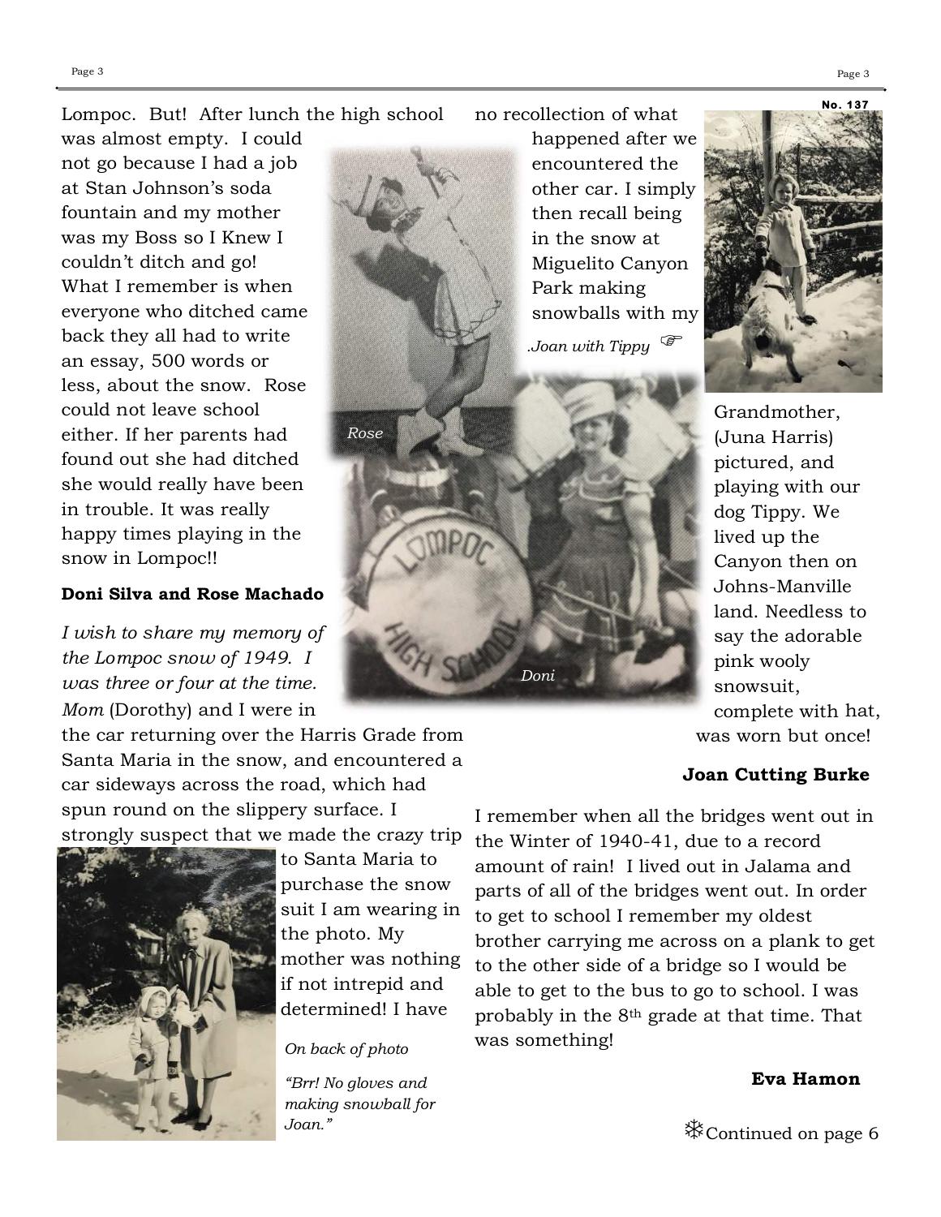Lompoc. But! After lunch the high school was almost empty. I could not go because I had a job at Stan Johnson's soda fountain and my mother was my Boss so I Knew I couldn't ditch and go! What I remember is when everyone who ditched came back they all had to write an essay, 500 words or less, about the snow. Rose could not leave school either. If her parents had found out she had ditched she would really have been in trouble. It was really happy times playing in the snow in Lompoc!!

*Rose*

*Doni*

**Doni Silva and Rose Machado**

*I wish to share my memory of the Lompoc snow of 1949. I was three or four at the time. Mom* (Dorothy) and I were in the car returning over the Harris Grade from Santa Maria in the snow, and encountered a car sideways across the road, which had spun round on the slippery surface. I strongly suspect that we made the crazy trip to Santa Maria to purchase the snow suit I am wearing in the photo. My mother was nothing if not intrepid and determined! I have no recollection of what happened after we encountered the other car. I simply then recall being in the snow at Miguelito Canyon Park making snowballs with my Grandmother, (Juna Harris) pictured, and playing with our dog Tippy. We lived up the Canyon then on Johns-Manville land. Needless to say the adorable pink wooly snowsuit, complete with hat, was worn but once!

*On back of photo*

*"Brr! No gloves and making snowball for Joan."*

*.Joan with Tippy* ☞

**Joan Cutting Burke**

I remember when all the bridges went out in the Winter of 1940-41, due to a record amount of rain! I lived out in Jalama and parts of all of the bridges went out. In order to get to school I remember my oldest brother carrying me across on a plank to get to the other side of a bridge so I would be able to get to the bus to go to school. I was probably in the 8th grade at that time. That was something!

**Eva Hamon**

❄Continued on page 6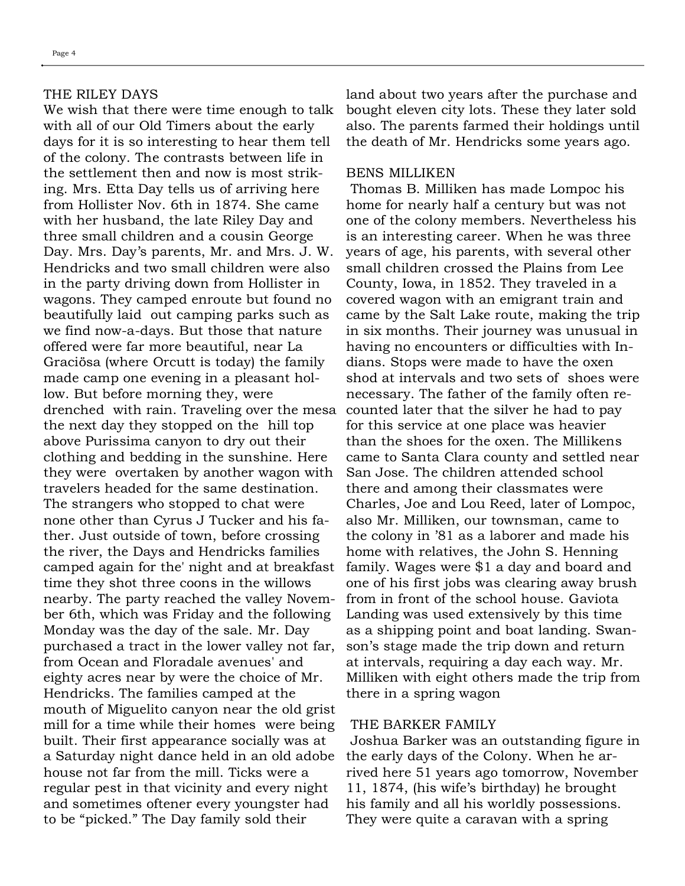## THE RILEY DAYS

We wish that there were time enough to talk with all of our Old Timers about the early days for it is so interesting to hear them tell of the colony. The contrasts between life in the settlement then and now is most striking. Mrs. Etta Day tells us of arriving here from Hollister Nov. 6th in 1874. She came with her husband, the late Riley Day and three small children and a cousin George Day. Mrs. Day's parents, Mr. and Mrs. J. W. Hendricks and two small children were also in the party driving down from Hollister in wagons. They camped enroute but found no beautifully laid out camping parks such as we find now-a-days. But those that nature offered were far more beautiful, near La Graciösa (where Orcutt is today) the family made camp one evening in a pleasant hollow. But before morning they, were drenched with rain. Traveling over the mesa the next day they stopped on the hill top above Purissima canyon to dry out their clothing and bedding in the sunshine. Here they were overtaken by another wagon with travelers headed for the same destination. The strangers who stopped to chat were none other than Cyrus J Tucker and his father. Just outside of town, before crossing the river, the Days and Hendricks families camped again for the' night and at breakfast time they shot three coons in the willows nearby. The party reached the valley November 6th, which was Friday and the following Monday was the day of the sale. Mr. Day purchased a tract in the lower valley not far, from Ocean and Floradale avenues' and eighty acres near by were the choice of Mr. Hendricks. The families camped at the mouth of Miguelito canyon near the old grist mill for a time while their homes were being built. Their first appearance socially was at a Saturday night dance held in an old adobe house not far from the mill. Ticks were a regular pest in that vicinity and every night and sometimes oftener every youngster had to be "picked." The Day family sold their land about two years after the purchase and bought eleven city lots. These they later sold also. The parents farmed their holdings until the death of Mr. Hendricks some years ago.

## BENS MILLIKEN

Thomas B. Milliken has made Lompoc his home for nearly half a century but was not one of the colony members. Nevertheless his is an interesting career. When he was three years of age, his parents, with several other small children crossed the Plains from Lee County, Iowa, in 1852. They traveled in a covered wagon with an emigrant train and came by the Salt Lake route, making the trip in six months. Their journey was unusual in having no encounters or difficulties with Indians. Stops were made to have the oxen shod at intervals and two sets of shoes were necessary. The father of the family often recounted later that the silver he had to pay for this service at one place was heavier than the shoes for the oxen. The Millikens came to Santa Clara county and settled near San Jose. The children attended school there and among their classmates were Charles, Joe and Lou Reed, later of Lompoc, also Mr. Milliken, our townsman, came to the colony in '81 as a laborer and made his home with relatives, the John S. Henning family. Wages were $1 a day and board and one of his first jobs was clearing away brush from in front of the school house. Gaviota Landing was used extensively by this time as a shipping point and boat landing. Swanson's stage made the trip down and return at intervals, requiring a day each way. Mr. Milliken with eight others made the trip from there in a spring wagon

## THE BARKER FAMILY

Joshua Barker was an outstanding figure in the early days of the Colony. When he arrived here 51 years ago tomorrow, November 11, 1874, (his wife's birthday) he brought his family and all his worldly possessions. They were quite a caravan with a spring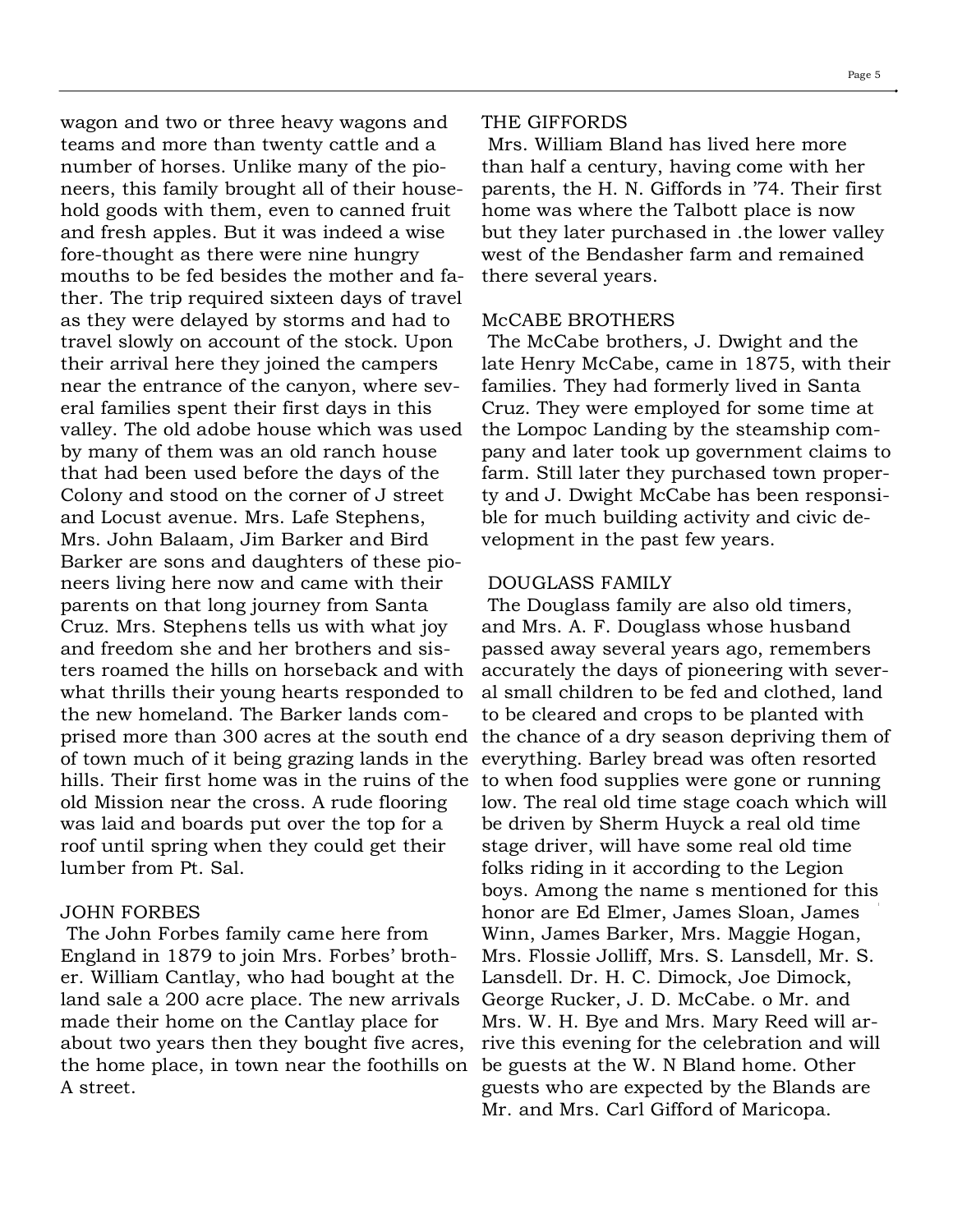wagon and two or three heavy wagons and teams and more than twenty cattle and a number of horses. Unlike many of the pioneers, this family brought all of their household goods with them, even to canned fruit and fresh apples. But it was indeed a wise fore-thought as there were nine hungry mouths to be fed besides the mother and father. The trip required sixteen days of travel as they were delayed by storms and had to travel slowly on account of the stock. Upon their arrival here they joined the campers near the entrance of the canyon, where several families spent their first days in this valley. The old adobe house which was used by many of them was an old ranch house that had been used before the days of the Colony and stood on the corner of J street and Locust avenue. Mrs. Lafe Stephens, Mrs. John Balaam, Jim Barker and Bird Barker are sons and daughters of these pioneers living here now and came with their parents on that long journey from Santa Cruz. Mrs. Stephens tells us with what joy and freedom she and her brothers and sisters roamed the hills on horseback and with what thrills their young hearts responded to the new homeland. The Barker lands comprised more than 300 acres at the south end of town much of it being grazing lands in the hills. Their first home was in the ruins of the old Mission near the cross. A rude flooring was laid and boards put over the top for a roof until spring when they could get their lumber from Pt. Sal.

JOHN FORBES

The John Forbes family came here from England in 1879 to join Mrs. Forbes' brother. William Cantlay, who had bought at the land sale a 200 acre place. The new arrivals made their home on the Cantlay place for about two years then they bought five acres, the home place, in town near the foothills on A street.

THE GIFFORDS

Mrs. William Bland has lived here more than half a century, having come with her parents, the H. N. Giffords in '74. Their first home was where the Talbott place is now but they later purchased in .the lower valley west of the Bendasher farm and remained there several years.

McCABE BROTHERS

The McCabe brothers, J. Dwight and the late Henry McCabe, came in 1875, with their families. They had formerly lived in Santa Cruz. They were employed for some time at the Lompoc Landing by the steamship company and later took up government claims to farm. Still later they purchased town property and J. Dwight McCabe has been responsible for much building activity and civic development in the past few years.

DOUGLASS FAMILY

The Douglass family are also old timers, and Mrs. A. F. Douglass whose husband passed away several years ago, remembers accurately the days of pioneering with several small children to be fed and clothed, land to be cleared and crops to be planted with the chance of a dry season depriving them of everything. Barley bread was often resorted to when food supplies were gone or running low. The real old time stage coach which will be driven by Sherm Huyck a real old time stage driver, will have some real old time folks riding in it according to the Legion boys. Among the name s mentioned for this honor are Ed Elmer, James Sloan, James Winn, James Barker, Mrs. Maggie Hogan, Mrs. Flossie Jolliff, Mrs. S. Lansdell, Mr. S. Lansdell. Dr. H. C. Dimock, Joe Dimock, George Rucker, J. D. McCabe. o Mr. and Mrs. W. H. Bye and Mrs. Mary Reed will arrive this evening for the celebration and will be guests at the W. N Bland home. Other guests who are expected by the Blands are Mr. and Mrs. Carl Gifford of Maricopa.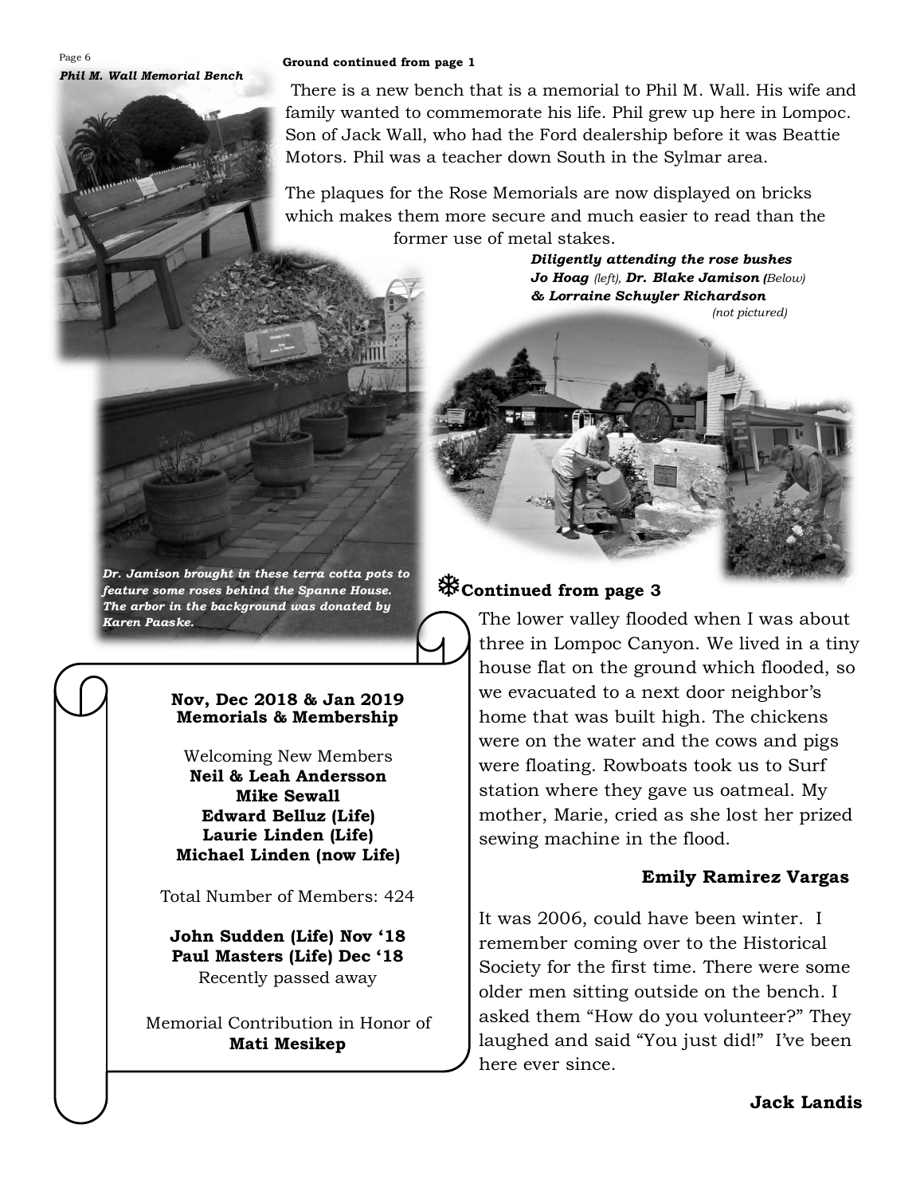***Phil M. Wall Memorial Bench***

**Ground continued from page 1**

There is a new bench that is a memorial to Phil M. Wall. His wife and family wanted to commemorate his life. Phil grew up here in Lompoc. Son of Jack Wall, who had the Ford dealership before it was Beattie Motors. Phil was a teacher down South in the Sylmar area.

The plaques for the Rose Memorials are now displayed on bricks which makes them more secure and much easier to read than the former use of metal stakes.

***Diligently attending the rose bushes Jo Hoag** (left), **Dr. Blake Jamison** (Below) **& Lorraine Schuyler Richardson** (not pictured)*

***Dr. Jamison brought in these terra cotta pots to feature some roses behind the Spanne House. The arbor in the background was donated by Karen Paaske.***

**Nov, Dec 2018 & Jan 2019**
**Memorials & Membership**

Welcoming New Members
**Neil & Leah Andersson**
**Mike Sewall**
**Edward Belluz (Life)**
**Laurie Linden (Life)**
**Michael Linden (now Life)**

Total Number of Members: 424

**John Sudden (Life) Nov '18**
**Paul Masters (Life) Dec '18**
Recently passed away

Memorial Contribution in Honor of
**Mati Mesikep**

### ❄Continued from page 3

The lower valley flooded when I was about three in Lompoc Canyon. We lived in a tiny house flat on the ground which flooded, so we evacuated to a next door neighbor's home that was built high. The chickens were on the water and the cows and pigs were floating. Rowboats took us to Surf station where they gave us oatmeal. My mother, Marie, cried as she lost her prized sewing machine in the flood.

**Emily Ramirez Vargas**

It was 2006, could have been winter. I remember coming over to the Historical Society for the first time. There were some older men sitting outside on the bench. I asked them "How do you volunteer?" They laughed and said "You just did!" I've been here ever since.

**Jack Landis**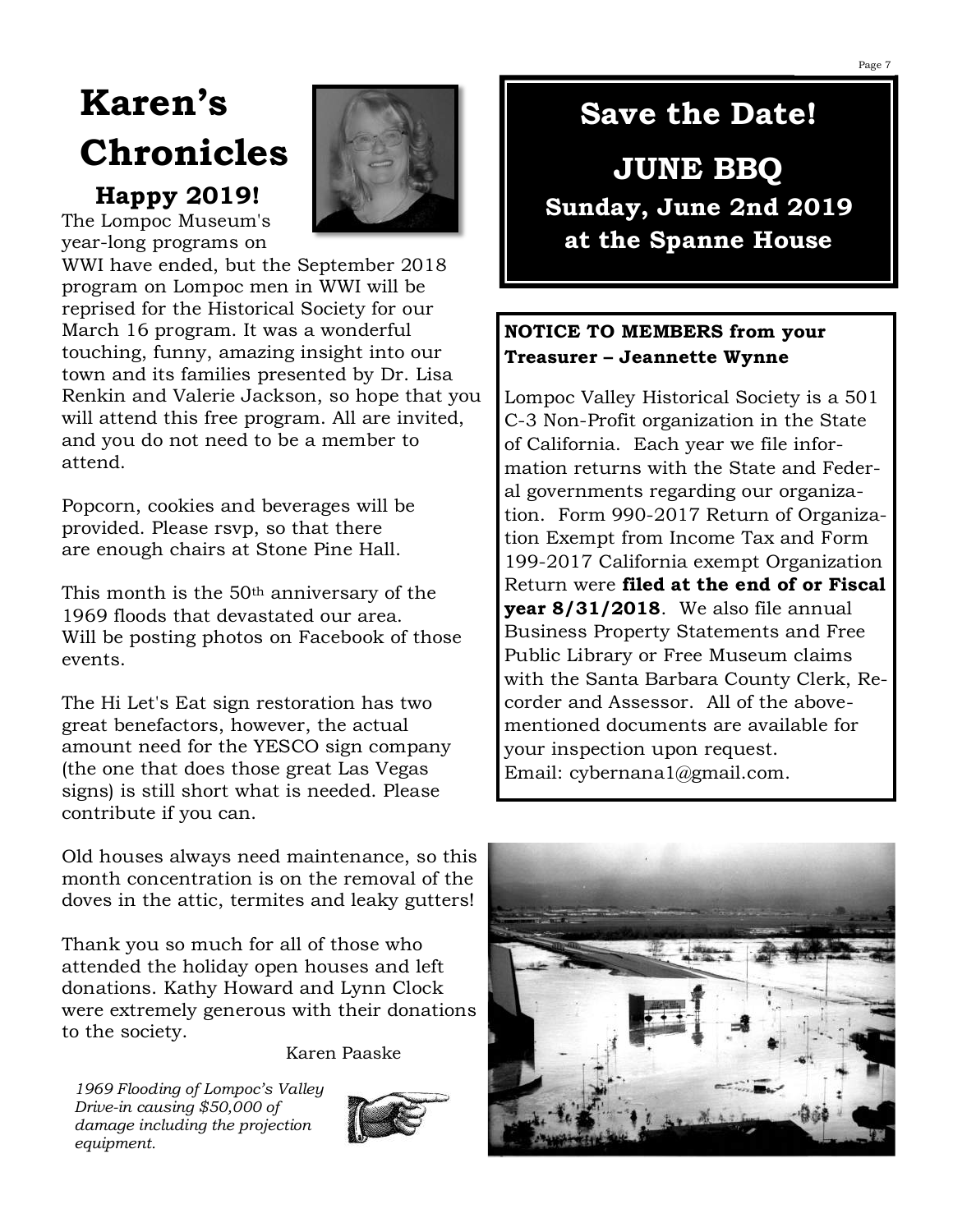# Karen's Chronicles

### Happy 2019!

The Lompoc Museum's year-long programs on WWI have ended, but the September 2018 program on Lompoc men in WWI will be reprised for the Historical Society for our March 16 program. It was a wonderful touching, funny, amazing insight into our town and its families presented by Dr. Lisa Renkin and Valerie Jackson, so hope that you will attend this free program. All are invited, and you do not need to be a member to attend.

Popcorn, cookies and beverages will be provided. Please rsvp, so that there are enough chairs at Stone Pine Hall.

This month is the 50th anniversary of the 1969 floods that devastated our area. Will be posting photos on Facebook of those events.

The Hi Let's Eat sign restoration has two great benefactors, however, the actual amount need for the YESCO sign company (the one that does those great Las Vegas signs) is still short what is needed. Please contribute if you can.

Old houses always need maintenance, so this month concentration is on the removal of the doves in the attic, termites and leaky gutters!

Thank you so much for all of those who attended the holiday open houses and left donations. Kathy Howard and Lynn Clock were extremely generous with their donations to the society.

Karen Paaske

*1969 Flooding of Lompoc's Valley Drive-in causing $50,000 of damage including the projection equipment.*

## Save the Date!

## JUNE BBQ

### Sunday, June 2nd 2019 at the Spanne House

**NOTICE TO MEMBERS from your Treasurer – Jeannette Wynne**

Lompoc Valley Historical Society is a 501 C-3 Non-Profit organization in the State of California. Each year we file information returns with the State and Federal governments regarding our organization. Form 990-2017 Return of Organization Exempt from Income Tax and Form 199-2017 California exempt Organization Return were **filed at the end of or Fiscal year 8/31/2018**. We also file annual Business Property Statements and Free Public Library or Free Museum claims with the Santa Barbara County Clerk, Recorder and Assessor. All of the above-mentioned documents are available for your inspection upon request. Email: cybernana1@gmail.com.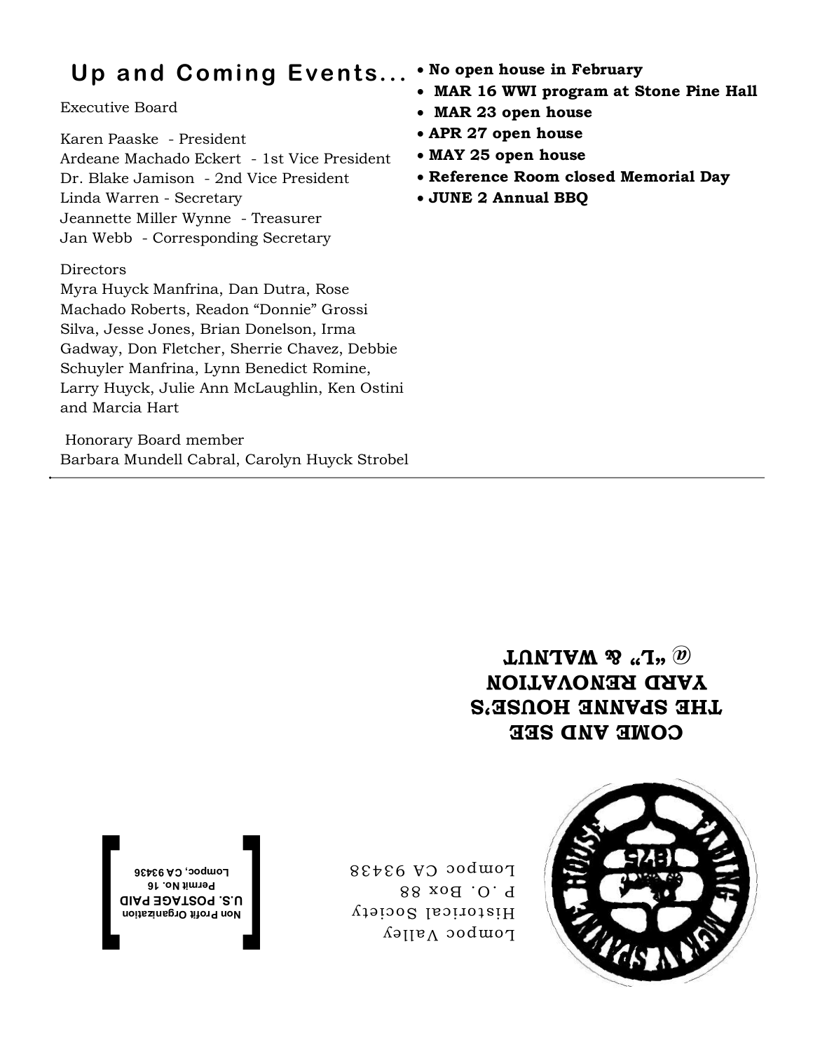## Up and Coming Events...

- No open house in February
- MAR 16 WWI program at Stone Pine Hall
- MAR 23 open house
- APR 27 open house
- MAY 25 open house
- Reference Room closed Memorial Day
- JUNE 2 Annual BBQ

Executive Board

Karen Paaske - President
Ardeane Machado Eckert - 1st Vice President
Dr. Blake Jamison - 2nd Vice President
Linda Warren - Secretary
Jeannette Miller Wynne - Treasurer
Jan Webb - Corresponding Secretary

Directors
Myra Huyck Manfrina, Dan Dutra, Rose Machado Roberts, Readon "Donnie" Grossi Silva, Jesse Jones, Brian Donelson, Irma Gadway, Don Fletcher, Sherrie Chavez, Debbie Schuyler Manfrina, Lynn Benedict Romine, Larry Huyck, Julie Ann McLaughlin, Ken Ostini and Marcia Hart

Honorary Board member
Barbara Mundell Cabral, Carolyn Huyck Strobel

---

**COME AND SEE THE SPANNE HOUSE'S YARD RENOVATION @ "L" & WALNUT**

Lompoc Valley
Historical Society
P.O. Box 88
Lompoc CA 93438

Non Profit Organization
U.S. POSTAGE PAID
Permit No. 16
Lompoc, CA 93436